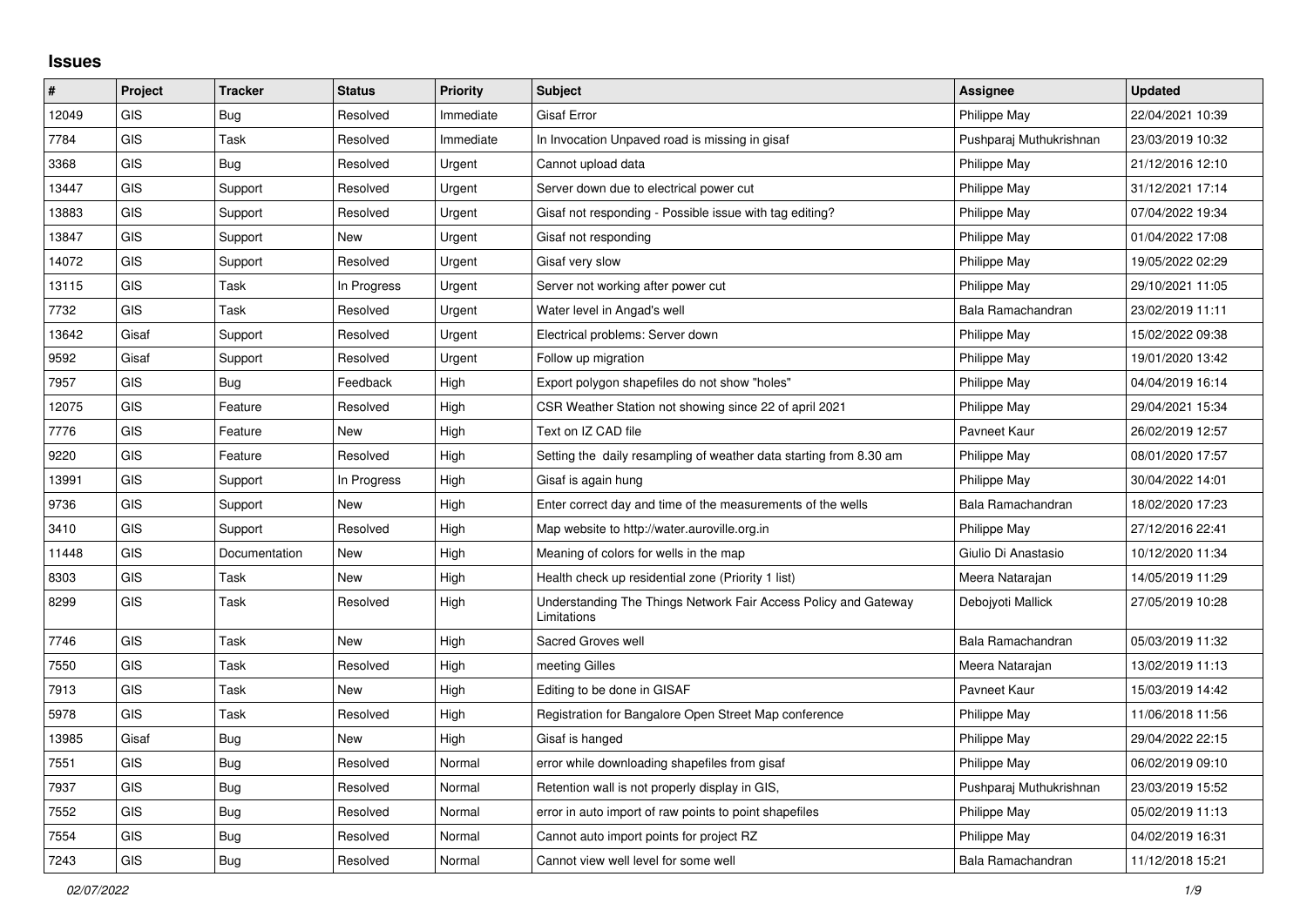## Issues

| # | Project | Tracker | Status | Priority | Subject | Assignee | Updated |
|---|---|---|---|---|---|---|---|
| 12049 | GIS | Bug | Resolved | Immediate | Gisaf Error | Philippe May | 22/04/2021 10:39 |
| 7784 | GIS | Task | Resolved | Immediate | In Invocation Unpaved road is missing in gisaf | Pushparaj Muthukrishnan | 23/03/2019 10:32 |
| 3368 | GIS | Bug | Resolved | Urgent | Cannot upload data | Philippe May | 21/12/2016 12:10 |
| 13447 | GIS | Support | Resolved | Urgent | Server down due to electrical power cut | Philippe May | 31/12/2021 17:14 |
| 13883 | GIS | Support | Resolved | Urgent | Gisaf not responding - Possible issue with tag editing? | Philippe May | 07/04/2022 19:34 |
| 13847 | GIS | Support | New | Urgent | Gisaf not responding | Philippe May | 01/04/2022 17:08 |
| 14072 | GIS | Support | Resolved | Urgent | Gisaf very slow | Philippe May | 19/05/2022 02:29 |
| 13115 | GIS | Task | In Progress | Urgent | Server not working after power cut | Philippe May | 29/10/2021 11:05 |
| 7732 | GIS | Task | Resolved | Urgent | Water level in Angad's well | Bala Ramachandran | 23/02/2019 11:11 |
| 13642 | Gisaf | Support | Resolved | Urgent | Electrical problems: Server down | Philippe May | 15/02/2022 09:38 |
| 9592 | Gisaf | Support | Resolved | Urgent | Follow up migration | Philippe May | 19/01/2020 13:42 |
| 7957 | GIS | Bug | Feedback | High | Export polygon shapefiles do not show "holes" | Philippe May | 04/04/2019 16:14 |
| 12075 | GIS | Feature | Resolved | High | CSR Weather Station not showing since 22 of april 2021 | Philippe May | 29/04/2021 15:34 |
| 7776 | GIS | Feature | New | High | Text on IZ CAD file | Pavneet Kaur | 26/02/2019 12:57 |
| 9220 | GIS | Feature | Resolved | High | Setting the daily resampling of weather data starting from 8.30 am | Philippe May | 08/01/2020 17:57 |
| 13991 | GIS | Support | In Progress | High | Gisaf is again hung | Philippe May | 30/04/2022 14:01 |
| 9736 | GIS | Support | New | High | Enter correct day and time of the measurements of the wells | Bala Ramachandran | 18/02/2020 17:23 |
| 3410 | GIS | Support | Resolved | High | Map website to http://water.auroville.org.in | Philippe May | 27/12/2016 22:41 |
| 11448 | GIS | Documentation | New | High | Meaning of colors for wells in the map | Giulio Di Anastasio | 10/12/2020 11:34 |
| 8303 | GIS | Task | New | High | Health check up residential zone (Priority 1 list) | Meera Natarajan | 14/05/2019 11:29 |
| 8299 | GIS | Task | Resolved | High | Understanding The Things Network Fair Access Policy and Gateway Limitations | Debojyoti Mallick | 27/05/2019 10:28 |
| 7746 | GIS | Task | New | High | Sacred Groves well | Bala Ramachandran | 05/03/2019 11:32 |
| 7550 | GIS | Task | Resolved | High | meeting Gilles | Meera Natarajan | 13/02/2019 11:13 |
| 7913 | GIS | Task | New | High | Editing to be done in GISAF | Pavneet Kaur | 15/03/2019 14:42 |
| 5978 | GIS | Task | Resolved | High | Registration for Bangalore Open Street Map conference | Philippe May | 11/06/2018 11:56 |
| 13985 | Gisaf | Bug | New | High | Gisaf is hanged | Philippe May | 29/04/2022 22:15 |
| 7551 | GIS | Bug | Resolved | Normal | error while downloading shapefiles from gisaf | Philippe May | 06/02/2019 09:10 |
| 7937 | GIS | Bug | Resolved | Normal | Retention wall is not properly display in GIS, | Pushparaj Muthukrishnan | 23/03/2019 15:52 |
| 7552 | GIS | Bug | Resolved | Normal | error in auto import of raw points to point shapefiles | Philippe May | 05/02/2019 11:13 |
| 7554 | GIS | Bug | Resolved | Normal | Cannot auto import points for project RZ | Philippe May | 04/02/2019 16:31 |
| 7243 | GIS | Bug | Resolved | Normal | Cannot view well level for some well | Bala Ramachandran | 11/12/2018 15:21 |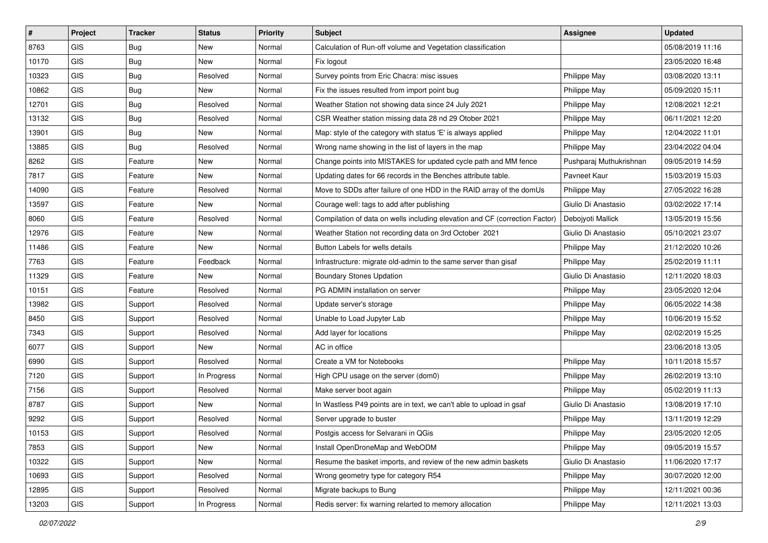| # | Project | Tracker | Status | Priority | Subject | Assignee | Updated |
|---|---|---|---|---|---|---|---|
| 8763 | GIS | Bug | New | Normal | Calculation of Run-off volume and Vegetation classification | | 05/08/2019 11:16 |
| 10170 | GIS | Bug | New | Normal | Fix logout | | 23/05/2020 16:48 |
| 10323 | GIS | Bug | Resolved | Normal | Survey points from Eric Chacra: misc issues | Philippe May | 03/08/2020 13:11 |
| 10862 | GIS | Bug | New | Normal | Fix the issues resulted from import point bug | Philippe May | 05/09/2020 15:11 |
| 12701 | GIS | Bug | Resolved | Normal | Weather Station not showing data since 24 July 2021 | Philippe May | 12/08/2021 12:21 |
| 13132 | GIS | Bug | Resolved | Normal | CSR Weather station missing data 28 nd 29 Otober 2021 | Philippe May | 06/11/2021 12:20 |
| 13901 | GIS | Bug | New | Normal | Map: style of the category with status 'E' is always applied | Philippe May | 12/04/2022 11:01 |
| 13885 | GIS | Bug | Resolved | Normal | Wrong name showing in the list of layers in the map | Philippe May | 23/04/2022 04:04 |
| 8262 | GIS | Feature | New | Normal | Change points into MISTAKES for updated cycle path and MM fence | Pushparaj Muthukrishnan | 09/05/2019 14:59 |
| 7817 | GIS | Feature | New | Normal | Updating dates for 66 records in the Benches attribute table. | Pavneet Kaur | 15/03/2019 15:03 |
| 14090 | GIS | Feature | Resolved | Normal | Move to SDDs after failure of one HDD in the RAID array of the domUs | Philippe May | 27/05/2022 16:28 |
| 13597 | GIS | Feature | New | Normal | Courage well: tags to add after publishing | Giulio Di Anastasio | 03/02/2022 17:14 |
| 8060 | GIS | Feature | Resolved | Normal | Compilation of data on wells including elevation and CF (correction Factor) | Debojyoti Mallick | 13/05/2019 15:56 |
| 12976 | GIS | Feature | New | Normal | Weather Station not recording data on 3rd October 2021 | Giulio Di Anastasio | 05/10/2021 23:07 |
| 11486 | GIS | Feature | New | Normal | Button Labels for wells details | Philippe May | 21/12/2020 10:26 |
| 7763 | GIS | Feature | Feedback | Normal | Infrastructure: migrate old-admin to the same server than gisaf | Philippe May | 25/02/2019 11:11 |
| 11329 | GIS | Feature | New | Normal | Boundary Stones Updation | Giulio Di Anastasio | 12/11/2020 18:03 |
| 10151 | GIS | Feature | Resolved | Normal | PG ADMIN installation on server | Philippe May | 23/05/2020 12:04 |
| 13982 | GIS | Support | Resolved | Normal | Update server's storage | Philippe May | 06/05/2022 14:38 |
| 8450 | GIS | Support | Resolved | Normal | Unable to Load Jupyter Lab | Philippe May | 10/06/2019 15:52 |
| 7343 | GIS | Support | Resolved | Normal | Add layer for locations | Philippe May | 02/02/2019 15:25 |
| 6077 | GIS | Support | New | Normal | AC in office | | 23/06/2018 13:05 |
| 6990 | GIS | Support | Resolved | Normal | Create a VM for Notebooks | Philippe May | 10/11/2018 15:57 |
| 7120 | GIS | Support | In Progress | Normal | High CPU usage on the server (dom0) | Philippe May | 26/02/2019 13:10 |
| 7156 | GIS | Support | Resolved | Normal | Make server boot again | Philippe May | 05/02/2019 11:13 |
| 8787 | GIS | Support | New | Normal | In Wastless P49 points are in text, we can't able to upload in gsaf | Giulio Di Anastasio | 13/08/2019 17:10 |
| 9292 | GIS | Support | Resolved | Normal | Server upgrade to buster | Philippe May | 13/11/2019 12:29 |
| 10153 | GIS | Support | Resolved | Normal | Postgis access for Selvarani in QGis | Philippe May | 23/05/2020 12:05 |
| 7853 | GIS | Support | New | Normal | Install OpenDroneMap and WebODM | Philippe May | 09/05/2019 15:57 |
| 10322 | GIS | Support | New | Normal | Resume the basket imports, and review of the new admin baskets | Giulio Di Anastasio | 11/06/2020 17:17 |
| 10693 | GIS | Support | Resolved | Normal | Wrong geometry type for category R54 | Philippe May | 30/07/2020 12:00 |
| 12895 | GIS | Support | Resolved | Normal | Migrate backups to Bung | Philippe May | 12/11/2021 00:36 |
| 13203 | GIS | Support | In Progress | Normal | Redis server: fix warning relarted to memory allocation | Philippe May | 12/11/2021 13:03 |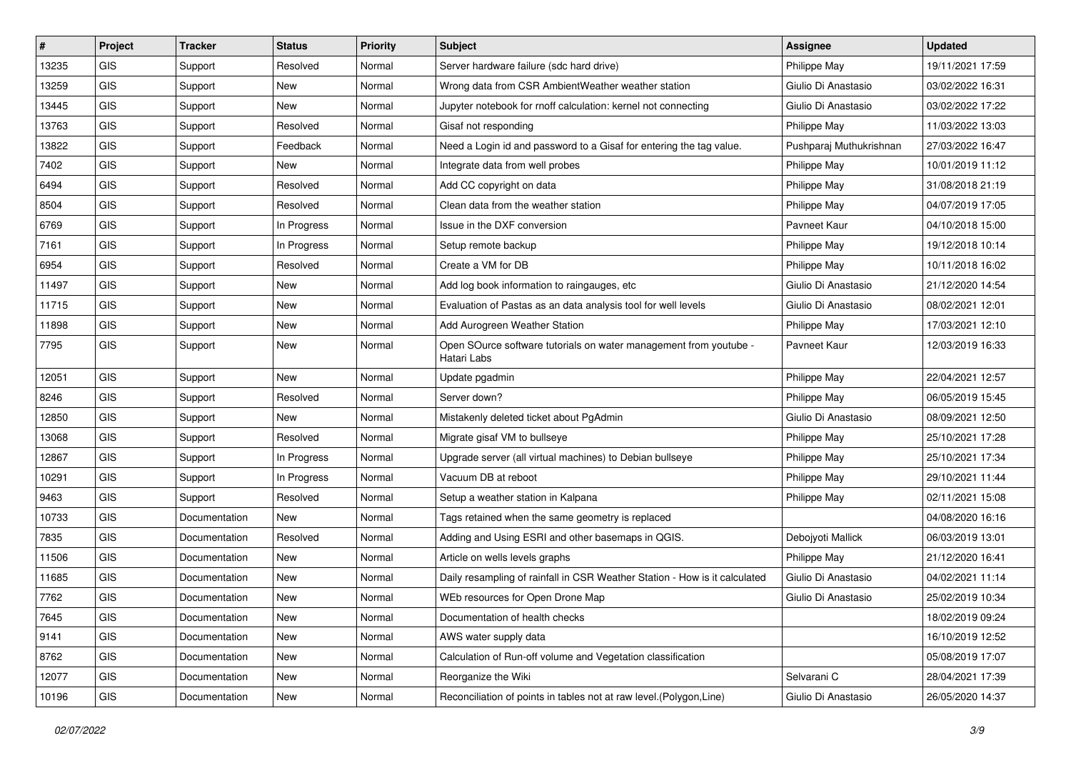| # | Project | Tracker | Status | Priority | Subject | Assignee | Updated |
|---|---|---|---|---|---|---|---|
| 13235 | GIS | Support | Resolved | Normal | Server hardware failure (sdc hard drive) | Philippe May | 19/11/2021 17:59 |
| 13259 | GIS | Support | New | Normal | Wrong data from CSR AmbientWeather weather station | Giulio Di Anastasio | 03/02/2022 16:31 |
| 13445 | GIS | Support | New | Normal | Jupyter notebook for rnoff calculation: kernel not connecting | Giulio Di Anastasio | 03/02/2022 17:22 |
| 13763 | GIS | Support | Resolved | Normal | Gisaf not responding | Philippe May | 11/03/2022 13:03 |
| 13822 | GIS | Support | Feedback | Normal | Need a Login id and password to a Gisaf for entering the tag value. | Pushparaj Muthukrishnan | 27/03/2022 16:47 |
| 7402 | GIS | Support | New | Normal | Integrate data from well probes | Philippe May | 10/01/2019 11:12 |
| 6494 | GIS | Support | Resolved | Normal | Add CC copyright on data | Philippe May | 31/08/2018 21:19 |
| 8504 | GIS | Support | Resolved | Normal | Clean data from the weather station | Philippe May | 04/07/2019 17:05 |
| 6769 | GIS | Support | In Progress | Normal | Issue in the DXF conversion | Pavneet Kaur | 04/10/2018 15:00 |
| 7161 | GIS | Support | In Progress | Normal | Setup remote backup | Philippe May | 19/12/2018 10:14 |
| 6954 | GIS | Support | Resolved | Normal | Create a VM for DB | Philippe May | 10/11/2018 16:02 |
| 11497 | GIS | Support | New | Normal | Add log book information to raingauges, etc | Giulio Di Anastasio | 21/12/2020 14:54 |
| 11715 | GIS | Support | New | Normal | Evaluation of Pastas as an data analysis tool for well levels | Giulio Di Anastasio | 08/02/2021 12:01 |
| 11898 | GIS | Support | New | Normal | Add Aurogreen Weather Station | Philippe May | 17/03/2021 12:10 |
| 7795 | GIS | Support | New | Normal | Open SOurce software tutorials on water management from youtube - Hatari Labs | Pavneet Kaur | 12/03/2019 16:33 |
| 12051 | GIS | Support | New | Normal | Update pgadmin | Philippe May | 22/04/2021 12:57 |
| 8246 | GIS | Support | Resolved | Normal | Server down? | Philippe May | 06/05/2019 15:45 |
| 12850 | GIS | Support | New | Normal | Mistakenly deleted ticket about PgAdmin | Giulio Di Anastasio | 08/09/2021 12:50 |
| 13068 | GIS | Support | Resolved | Normal | Migrate gisaf VM to bullseye | Philippe May | 25/10/2021 17:28 |
| 12867 | GIS | Support | In Progress | Normal | Upgrade server (all virtual machines) to Debian bullseye | Philippe May | 25/10/2021 17:34 |
| 10291 | GIS | Support | In Progress | Normal | Vacuum DB at reboot | Philippe May | 29/10/2021 11:44 |
| 9463 | GIS | Support | Resolved | Normal | Setup a weather station in Kalpana | Philippe May | 02/11/2021 15:08 |
| 10733 | GIS | Documentation | New | Normal | Tags retained when the same geometry is replaced | | 04/08/2020 16:16 |
| 7835 | GIS | Documentation | Resolved | Normal | Adding and Using ESRI and other basemaps in QGIS. | Debojyoti Mallick | 06/03/2019 13:01 |
| 11506 | GIS | Documentation | New | Normal | Article on wells levels graphs | Philippe May | 21/12/2020 16:41 |
| 11685 | GIS | Documentation | New | Normal | Daily resampling of rainfall in CSR Weather Station - How is it calculated | Giulio Di Anastasio | 04/02/2021 11:14 |
| 7762 | GIS | Documentation | New | Normal | WEb resources for Open Drone Map | Giulio Di Anastasio | 25/02/2019 10:34 |
| 7645 | GIS | Documentation | New | Normal | Documentation of health checks | | 18/02/2019 09:24 |
| 9141 | GIS | Documentation | New | Normal | AWS water supply data | | 16/10/2019 12:52 |
| 8762 | GIS | Documentation | New | Normal | Calculation of Run-off volume and Vegetation classification | | 05/08/2019 17:07 |
| 12077 | GIS | Documentation | New | Normal | Reorganize the Wiki | Selvarani C | 28/04/2021 17:39 |
| 10196 | GIS | Documentation | New | Normal | Reconciliation of points in tables not at raw level.(Polygon,Line) | Giulio Di Anastasio | 26/05/2020 14:37 |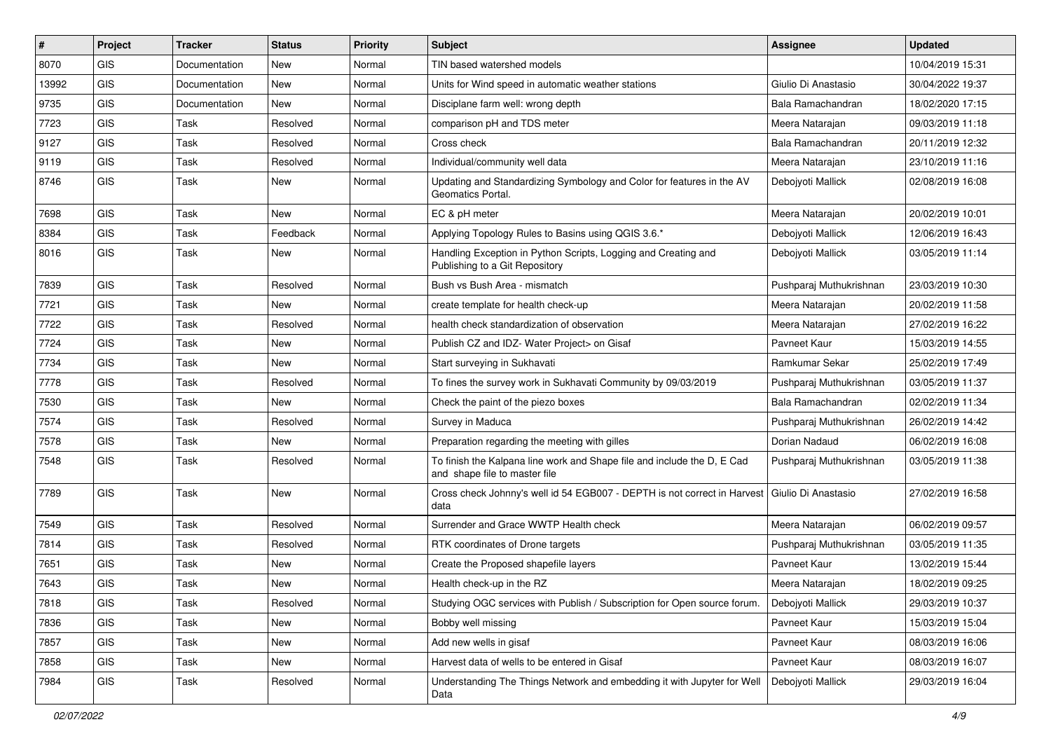| # | Project | Tracker | Status | Priority | Subject | Assignee | Updated |
|---|---|---|---|---|---|---|---|
| 8070 | GIS | Documentation | New | Normal | TIN based watershed models | | 10/04/2019 15:31 |
| 13992 | GIS | Documentation | New | Normal | Units for Wind speed in automatic weather stations | Giulio Di Anastasio | 30/04/2022 19:37 |
| 9735 | GIS | Documentation | New | Normal | Disciplane farm well: wrong depth | Bala Ramachandran | 18/02/2020 17:15 |
| 7723 | GIS | Task | Resolved | Normal | comparison pH and TDS meter | Meera Natarajan | 09/03/2019 11:18 |
| 9127 | GIS | Task | Resolved | Normal | Cross check | Bala Ramachandran | 20/11/2019 12:32 |
| 9119 | GIS | Task | Resolved | Normal | Individual/community well data | Meera Natarajan | 23/10/2019 11:16 |
| 8746 | GIS | Task | New | Normal | Updating and Standardizing Symbology and Color for features in the AV Geomatics Portal. | Debojyoti Mallick | 02/08/2019 16:08 |
| 7698 | GIS | Task | New | Normal | EC & pH meter | Meera Natarajan | 20/02/2019 10:01 |
| 8384 | GIS | Task | Feedback | Normal | Applying Topology Rules to Basins using QGIS 3.6.* | Debojyoti Mallick | 12/06/2019 16:43 |
| 8016 | GIS | Task | New | Normal | Handling Exception in Python Scripts, Logging and Creating and Publishing to a Git Repository | Debojyoti Mallick | 03/05/2019 11:14 |
| 7839 | GIS | Task | Resolved | Normal | Bush vs Bush Area - mismatch | Pushparaj Muthukrishnan | 23/03/2019 10:30 |
| 7721 | GIS | Task | New | Normal | create template for health check-up | Meera Natarajan | 20/02/2019 11:58 |
| 7722 | GIS | Task | Resolved | Normal | health check standardization of observation | Meera Natarajan | 27/02/2019 16:22 |
| 7724 | GIS | Task | New | Normal | Publish CZ and IDZ- Water Project> on Gisaf | Pavneet Kaur | 15/03/2019 14:55 |
| 7734 | GIS | Task | New | Normal | Start surveying in Sukhavati | Ramkumar Sekar | 25/02/2019 17:49 |
| 7778 | GIS | Task | Resolved | Normal | To fines the survey work in Sukhavati Community by 09/03/2019 | Pushparaj Muthukrishnan | 03/05/2019 11:37 |
| 7530 | GIS | Task | New | Normal | Check the paint of the piezo boxes | Bala Ramachandran | 02/02/2019 11:34 |
| 7574 | GIS | Task | Resolved | Normal | Survey in Maduca | Pushparaj Muthukrishnan | 26/02/2019 14:42 |
| 7578 | GIS | Task | New | Normal | Preparation regarding the meeting with gilles | Dorian Nadaud | 06/02/2019 16:08 |
| 7548 | GIS | Task | Resolved | Normal | To finish the Kalpana line work and Shape file and include the D, E Cad and shape file to master file | Pushparaj Muthukrishnan | 03/05/2019 11:38 |
| 7789 | GIS | Task | New | Normal | Cross check Johnny's well id 54 EGB007 - DEPTH is not correct in Harvest data | Giulio Di Anastasio | 27/02/2019 16:58 |
| 7549 | GIS | Task | Resolved | Normal | Surrender and Grace WWTP Health check | Meera Natarajan | 06/02/2019 09:57 |
| 7814 | GIS | Task | Resolved | Normal | RTK coordinates of Drone targets | Pushparaj Muthukrishnan | 03/05/2019 11:35 |
| 7651 | GIS | Task | New | Normal | Create the Proposed shapefile layers | Pavneet Kaur | 13/02/2019 15:44 |
| 7643 | GIS | Task | New | Normal | Health check-up in the RZ | Meera Natarajan | 18/02/2019 09:25 |
| 7818 | GIS | Task | Resolved | Normal | Studying OGC services with Publish / Subscription for Open source forum. | Debojyoti Mallick | 29/03/2019 10:37 |
| 7836 | GIS | Task | New | Normal | Bobby well missing | Pavneet Kaur | 15/03/2019 15:04 |
| 7857 | GIS | Task | New | Normal | Add new wells in gisaf | Pavneet Kaur | 08/03/2019 16:06 |
| 7858 | GIS | Task | New | Normal | Harvest data of wells to be entered in Gisaf | Pavneet Kaur | 08/03/2019 16:07 |
| 7984 | GIS | Task | Resolved | Normal | Understanding The Things Network and embedding it with Jupyter for Well Data | Debojyoti Mallick | 29/03/2019 16:04 |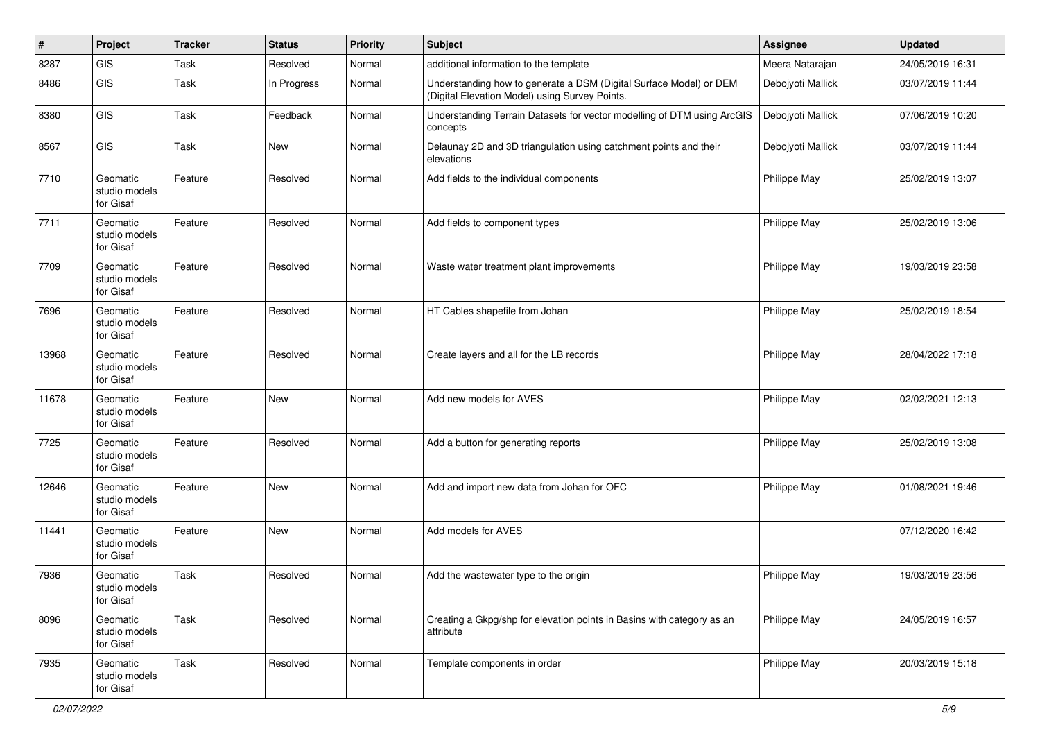| # | Project | Tracker | Status | Priority | Subject | Assignee | Updated |
|---|---|---|---|---|---|---|---|
| 8287 | GIS | Task | Resolved | Normal | additional information to the template | Meera Natarajan | 24/05/2019 16:31 |
| 8486 | GIS | Task | In Progress | Normal | Understanding how to generate a DSM (Digital Surface Model) or DEM (Digital Elevation Model) using Survey Points. | Debojyoti Mallick | 03/07/2019 11:44 |
| 8380 | GIS | Task | Feedback | Normal | Understanding Terrain Datasets for vector modelling of DTM using ArcGIS concepts | Debojyoti Mallick | 07/06/2019 10:20 |
| 8567 | GIS | Task | New | Normal | Delaunay 2D and 3D triangulation using catchment points and their elevations | Debojyoti Mallick | 03/07/2019 11:44 |
| 7710 | Geomatic studio models for Gisaf | Feature | Resolved | Normal | Add fields to the individual components | Philippe May | 25/02/2019 13:07 |
| 7711 | Geomatic studio models for Gisaf | Feature | Resolved | Normal | Add fields to component types | Philippe May | 25/02/2019 13:06 |
| 7709 | Geomatic studio models for Gisaf | Feature | Resolved | Normal | Waste water treatment plant improvements | Philippe May | 19/03/2019 23:58 |
| 7696 | Geomatic studio models for Gisaf | Feature | Resolved | Normal | HT Cables shapefile from Johan | Philippe May | 25/02/2019 18:54 |
| 13968 | Geomatic studio models for Gisaf | Feature | Resolved | Normal | Create layers and all for the LB records | Philippe May | 28/04/2022 17:18 |
| 11678 | Geomatic studio models for Gisaf | Feature | New | Normal | Add new models for AVES | Philippe May | 02/02/2021 12:13 |
| 7725 | Geomatic studio models for Gisaf | Feature | Resolved | Normal | Add a button for generating reports | Philippe May | 25/02/2019 13:08 |
| 12646 | Geomatic studio models for Gisaf | Feature | New | Normal | Add and import new data from Johan for OFC | Philippe May | 01/08/2021 19:46 |
| 11441 | Geomatic studio models for Gisaf | Feature | New | Normal | Add models for AVES | | 07/12/2020 16:42 |
| 7936 | Geomatic studio models for Gisaf | Task | Resolved | Normal | Add the wastewater type to the origin | Philippe May | 19/03/2019 23:56 |
| 8096 | Geomatic studio models for Gisaf | Task | Resolved | Normal | Creating a Gkpg/shp for elevation points in Basins with category as an attribute | Philippe May | 24/05/2019 16:57 |
| 7935 | Geomatic studio models for Gisaf | Task | Resolved | Normal | Template components in order | Philippe May | 20/03/2019 15:18 |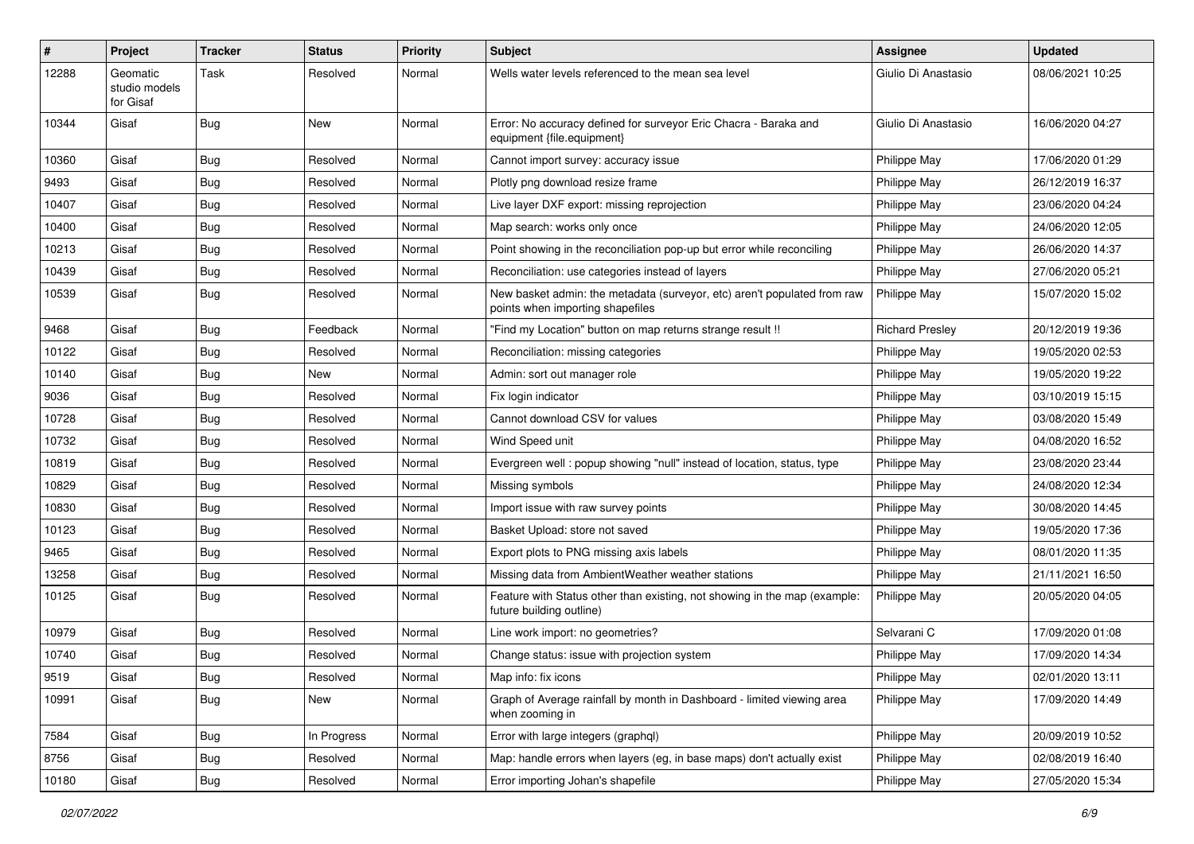| # | Project | Tracker | Status | Priority | Subject | Assignee | Updated |
|---|---|---|---|---|---|---|---|
| 12288 | Geomatic studio models for Gisaf | Task | Resolved | Normal | Wells water levels referenced to the mean sea level | Giulio Di Anastasio | 08/06/2021 10:25 |
| 10344 | Gisaf | Bug | New | Normal | Error: No accuracy defined for surveyor Eric Chacra - Baraka and equipment {file.equipment} | Giulio Di Anastasio | 16/06/2020 04:27 |
| 10360 | Gisaf | Bug | Resolved | Normal | Cannot import survey: accuracy issue | Philippe May | 17/06/2020 01:29 |
| 9493 | Gisaf | Bug | Resolved | Normal | Plotly png download resize frame | Philippe May | 26/12/2019 16:37 |
| 10407 | Gisaf | Bug | Resolved | Normal | Live layer DXF export: missing reprojection | Philippe May | 23/06/2020 04:24 |
| 10400 | Gisaf | Bug | Resolved | Normal | Map search: works only once | Philippe May | 24/06/2020 12:05 |
| 10213 | Gisaf | Bug | Resolved | Normal | Point showing in the reconciliation pop-up but error while reconciling | Philippe May | 26/06/2020 14:37 |
| 10439 | Gisaf | Bug | Resolved | Normal | Reconciliation: use categories instead of layers | Philippe May | 27/06/2020 05:21 |
| 10539 | Gisaf | Bug | Resolved | Normal | New basket admin: the metadata (surveyor, etc) aren't populated from raw points when importing shapefiles | Philippe May | 15/07/2020 15:02 |
| 9468 | Gisaf | Bug | Feedback | Normal | "Find my Location" button on map returns strange result !! | Richard Presley | 20/12/2019 19:36 |
| 10122 | Gisaf | Bug | Resolved | Normal | Reconciliation: missing categories | Philippe May | 19/05/2020 02:53 |
| 10140 | Gisaf | Bug | New | Normal | Admin: sort out manager role | Philippe May | 19/05/2020 19:22 |
| 9036 | Gisaf | Bug | Resolved | Normal | Fix login indicator | Philippe May | 03/10/2019 15:15 |
| 10728 | Gisaf | Bug | Resolved | Normal | Cannot download CSV for values | Philippe May | 03/08/2020 15:49 |
| 10732 | Gisaf | Bug | Resolved | Normal | Wind Speed unit | Philippe May | 04/08/2020 16:52 |
| 10819 | Gisaf | Bug | Resolved | Normal | Evergreen well : popup showing "null" instead of location, status, type | Philippe May | 23/08/2020 23:44 |
| 10829 | Gisaf | Bug | Resolved | Normal | Missing symbols | Philippe May | 24/08/2020 12:34 |
| 10830 | Gisaf | Bug | Resolved | Normal | Import issue with raw survey points | Philippe May | 30/08/2020 14:45 |
| 10123 | Gisaf | Bug | Resolved | Normal | Basket Upload: store not saved | Philippe May | 19/05/2020 17:36 |
| 9465 | Gisaf | Bug | Resolved | Normal | Export plots to PNG missing axis labels | Philippe May | 08/01/2020 11:35 |
| 13258 | Gisaf | Bug | Resolved | Normal | Missing data from AmbientWeather weather stations | Philippe May | 21/11/2021 16:50 |
| 10125 | Gisaf | Bug | Resolved | Normal | Feature with Status other than existing, not showing in the map (example: future building outline) | Philippe May | 20/05/2020 04:05 |
| 10979 | Gisaf | Bug | Resolved | Normal | Line work import: no geometries? | Selvarani C | 17/09/2020 01:08 |
| 10740 | Gisaf | Bug | Resolved | Normal | Change status: issue with projection system | Philippe May | 17/09/2020 14:34 |
| 9519 | Gisaf | Bug | Resolved | Normal | Map info: fix icons | Philippe May | 02/01/2020 13:11 |
| 10991 | Gisaf | Bug | New | Normal | Graph of Average rainfall by month in Dashboard - limited viewing area when zooming in | Philippe May | 17/09/2020 14:49 |
| 7584 | Gisaf | Bug | In Progress | Normal | Error with large integers (graphql) | Philippe May | 20/09/2019 10:52 |
| 8756 | Gisaf | Bug | Resolved | Normal | Map: handle errors when layers (eg, in base maps) don't actually exist | Philippe May | 02/08/2019 16:40 |
| 10180 | Gisaf | Bug | Resolved | Normal | Error importing Johan's shapefile | Philippe May | 27/05/2020 15:34 |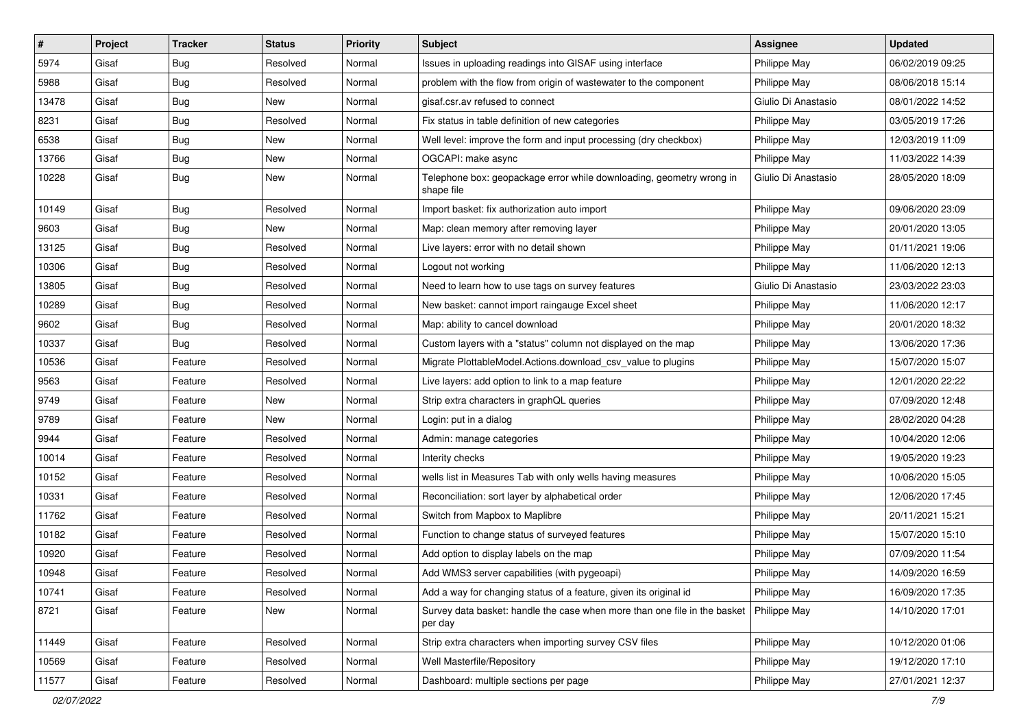| # | Project | Tracker | Status | Priority | Subject | Assignee | Updated |
|---|---|---|---|---|---|---|---|
| 5974 | Gisaf | Bug | Resolved | Normal | Issues in uploading readings into GISAF using interface | Philippe May | 06/02/2019 09:25 |
| 5988 | Gisaf | Bug | Resolved | Normal | problem with the flow from origin of wastewater to the component | Philippe May | 08/06/2018 15:14 |
| 13478 | Gisaf | Bug | New | Normal | gisaf.csr.av refused to connect | Giulio Di Anastasio | 08/01/2022 14:52 |
| 8231 | Gisaf | Bug | Resolved | Normal | Fix status in table definition of new categories | Philippe May | 03/05/2019 17:26 |
| 6538 | Gisaf | Bug | New | Normal | Well level: improve the form and input processing (dry checkbox) | Philippe May | 12/03/2019 11:09 |
| 13766 | Gisaf | Bug | New | Normal | OGCAPI: make async | Philippe May | 11/03/2022 14:39 |
| 10228 | Gisaf | Bug | New | Normal | Telephone box: geopackage error while downloading, geometry wrong in shape file | Giulio Di Anastasio | 28/05/2020 18:09 |
| 10149 | Gisaf | Bug | Resolved | Normal | Import basket: fix authorization auto import | Philippe May | 09/06/2020 23:09 |
| 9603 | Gisaf | Bug | New | Normal | Map: clean memory after removing layer | Philippe May | 20/01/2020 13:05 |
| 13125 | Gisaf | Bug | Resolved | Normal | Live layers: error with no detail shown | Philippe May | 01/11/2021 19:06 |
| 10306 | Gisaf | Bug | Resolved | Normal | Logout not working | Philippe May | 11/06/2020 12:13 |
| 13805 | Gisaf | Bug | Resolved | Normal | Need to learn how to use tags on survey features | Giulio Di Anastasio | 23/03/2022 23:03 |
| 10289 | Gisaf | Bug | Resolved | Normal | New basket: cannot import raingauge Excel sheet | Philippe May | 11/06/2020 12:17 |
| 9602 | Gisaf | Bug | Resolved | Normal | Map: ability to cancel download | Philippe May | 20/01/2020 18:32 |
| 10337 | Gisaf | Bug | Resolved | Normal | Custom layers with a "status" column not displayed on the map | Philippe May | 13/06/2020 17:36 |
| 10536 | Gisaf | Feature | Resolved | Normal | Migrate PlottableModel.Actions.download_csv_value to plugins | Philippe May | 15/07/2020 15:07 |
| 9563 | Gisaf | Feature | Resolved | Normal | Live layers: add option to link to a map feature | Philippe May | 12/01/2020 22:22 |
| 9749 | Gisaf | Feature | New | Normal | Strip extra characters in graphQL queries | Philippe May | 07/09/2020 12:48 |
| 9789 | Gisaf | Feature | New | Normal | Login: put in a dialog | Philippe May | 28/02/2020 04:28 |
| 9944 | Gisaf | Feature | Resolved | Normal | Admin: manage categories | Philippe May | 10/04/2020 12:06 |
| 10014 | Gisaf | Feature | Resolved | Normal | Interity checks | Philippe May | 19/05/2020 19:23 |
| 10152 | Gisaf | Feature | Resolved | Normal | wells list in Measures Tab with only wells having measures | Philippe May | 10/06/2020 15:05 |
| 10331 | Gisaf | Feature | Resolved | Normal | Reconciliation: sort layer by alphabetical order | Philippe May | 12/06/2020 17:45 |
| 11762 | Gisaf | Feature | Resolved | Normal | Switch from Mapbox to Maplibre | Philippe May | 20/11/2021 15:21 |
| 10182 | Gisaf | Feature | Resolved | Normal | Function to change status of surveyed features | Philippe May | 15/07/2020 15:10 |
| 10920 | Gisaf | Feature | Resolved | Normal | Add option to display labels on the map | Philippe May | 07/09/2020 11:54 |
| 10948 | Gisaf | Feature | Resolved | Normal | Add WMS3 server capabilities (with pygeoapi) | Philippe May | 14/09/2020 16:59 |
| 10741 | Gisaf | Feature | Resolved | Normal | Add a way for changing status of a feature, given its original id | Philippe May | 16/09/2020 17:35 |
| 8721 | Gisaf | Feature | New | Normal | Survey data basket: handle the case when more than one file in the basket per day | Philippe May | 14/10/2020 17:01 |
| 11449 | Gisaf | Feature | Resolved | Normal | Strip extra characters when importing survey CSV files | Philippe May | 10/12/2020 01:06 |
| 10569 | Gisaf | Feature | Resolved | Normal | Well Masterfile/Repository | Philippe May | 19/12/2020 17:10 |
| 11577 | Gisaf | Feature | Resolved | Normal | Dashboard: multiple sections per page | Philippe May | 27/01/2021 12:37 |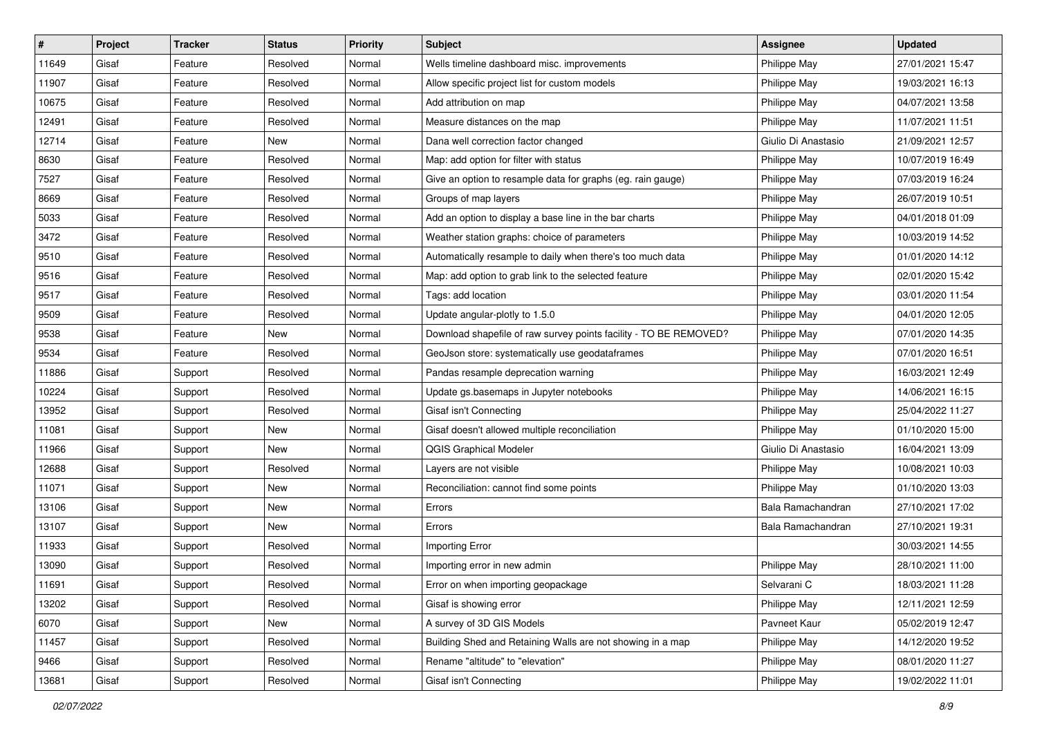| # | Project | Tracker | Status | Priority | Subject | Assignee | Updated |
|---|---|---|---|---|---|---|---|
| 11649 | Gisaf | Feature | Resolved | Normal | Wells timeline dashboard misc. improvements | Philippe May | 27/01/2021 15:47 |
| 11907 | Gisaf | Feature | Resolved | Normal | Allow specific project list for custom models | Philippe May | 19/03/2021 16:13 |
| 10675 | Gisaf | Feature | Resolved | Normal | Add attribution on map | Philippe May | 04/07/2021 13:58 |
| 12491 | Gisaf | Feature | Resolved | Normal | Measure distances on the map | Philippe May | 11/07/2021 11:51 |
| 12714 | Gisaf | Feature | New | Normal | Dana well correction factor changed | Giulio Di Anastasio | 21/09/2021 12:57 |
| 8630 | Gisaf | Feature | Resolved | Normal | Map: add option for filter with status | Philippe May | 10/07/2019 16:49 |
| 7527 | Gisaf | Feature | Resolved | Normal | Give an option to resample data for graphs (eg. rain gauge) | Philippe May | 07/03/2019 16:24 |
| 8669 | Gisaf | Feature | Resolved | Normal | Groups of map layers | Philippe May | 26/07/2019 10:51 |
| 5033 | Gisaf | Feature | Resolved | Normal | Add an option to display a base line in the bar charts | Philippe May | 04/01/2018 01:09 |
| 3472 | Gisaf | Feature | Resolved | Normal | Weather station graphs: choice of parameters | Philippe May | 10/03/2019 14:52 |
| 9510 | Gisaf | Feature | Resolved | Normal | Automatically resample to daily when there's too much data | Philippe May | 01/01/2020 14:12 |
| 9516 | Gisaf | Feature | Resolved | Normal | Map: add option to grab link to the selected feature | Philippe May | 02/01/2020 15:42 |
| 9517 | Gisaf | Feature | Resolved | Normal | Tags: add location | Philippe May | 03/01/2020 11:54 |
| 9509 | Gisaf | Feature | Resolved | Normal | Update angular-plotly to 1.5.0 | Philippe May | 04/01/2020 12:05 |
| 9538 | Gisaf | Feature | New | Normal | Download shapefile of raw survey points facility - TO BE REMOVED? | Philippe May | 07/01/2020 14:35 |
| 9534 | Gisaf | Feature | Resolved | Normal | GeoJson store: systematically use geodataframes | Philippe May | 07/01/2020 16:51 |
| 11886 | Gisaf | Support | Resolved | Normal | Pandas resample deprecation warning | Philippe May | 16/03/2021 12:49 |
| 10224 | Gisaf | Support | Resolved | Normal | Update gs.basemaps in Jupyter notebooks | Philippe May | 14/06/2021 16:15 |
| 13952 | Gisaf | Support | Resolved | Normal | Gisaf isn't Connecting | Philippe May | 25/04/2022 11:27 |
| 11081 | Gisaf | Support | New | Normal | Gisaf doesn't allowed multiple reconciliation | Philippe May | 01/10/2020 15:00 |
| 11966 | Gisaf | Support | New | Normal | QGIS Graphical Modeler | Giulio Di Anastasio | 16/04/2021 13:09 |
| 12688 | Gisaf | Support | Resolved | Normal | Layers are not visible | Philippe May | 10/08/2021 10:03 |
| 11071 | Gisaf | Support | New | Normal | Reconciliation: cannot find some points | Philippe May | 01/10/2020 13:03 |
| 13106 | Gisaf | Support | New | Normal | Errors | Bala Ramachandran | 27/10/2021 17:02 |
| 13107 | Gisaf | Support | New | Normal | Errors | Bala Ramachandran | 27/10/2021 19:31 |
| 11933 | Gisaf | Support | Resolved | Normal | Importing Error | | 30/03/2021 14:55 |
| 13090 | Gisaf | Support | Resolved | Normal | Importing error in new admin | Philippe May | 28/10/2021 11:00 |
| 11691 | Gisaf | Support | Resolved | Normal | Error on when importing geopackage | Selvarani C | 18/03/2021 11:28 |
| 13202 | Gisaf | Support | Resolved | Normal | Gisaf is showing error | Philippe May | 12/11/2021 12:59 |
| 6070 | Gisaf | Support | New | Normal | A survey of 3D GIS Models | Pavneet Kaur | 05/02/2019 12:47 |
| 11457 | Gisaf | Support | Resolved | Normal | Building Shed and Retaining Walls are not showing in a map | Philippe May | 14/12/2020 19:52 |
| 9466 | Gisaf | Support | Resolved | Normal | Rename "altitude" to "elevation" | Philippe May | 08/01/2020 11:27 |
| 13681 | Gisaf | Support | Resolved | Normal | Gisaf isn't Connecting | Philippe May | 19/02/2022 11:01 |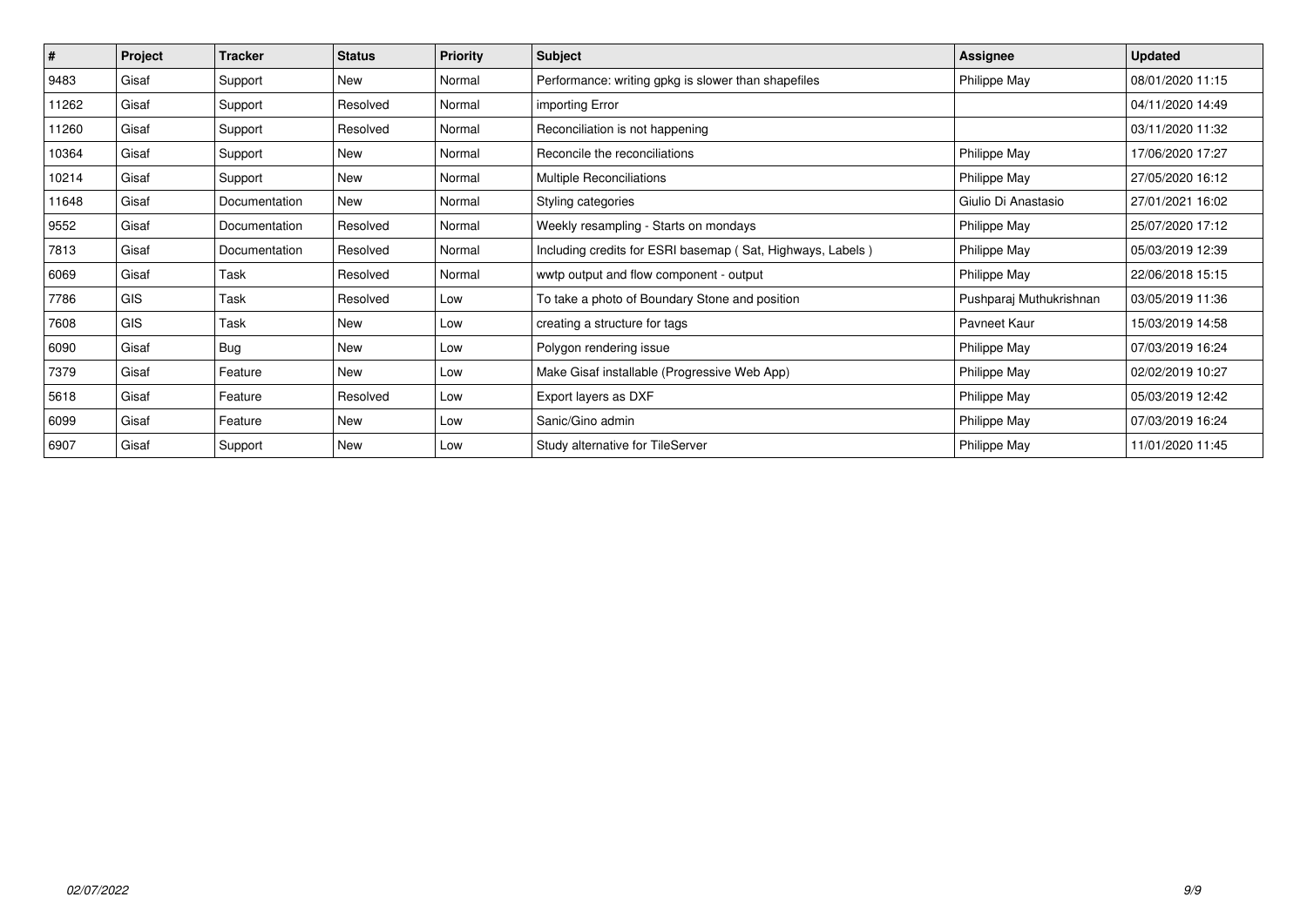| # | Project | Tracker | Status | Priority | Subject | Assignee | Updated |
|---|---|---|---|---|---|---|---|
| 9483 | Gisaf | Support | New | Normal | Performance: writing gpkg is slower than shapefiles | Philippe May | 08/01/2020 11:15 |
| 11262 | Gisaf | Support | Resolved | Normal | importing Error | | 04/11/2020 14:49 |
| 11260 | Gisaf | Support | Resolved | Normal | Reconciliation is not happening | | 03/11/2020 11:32 |
| 10364 | Gisaf | Support | New | Normal | Reconcile the reconciliations | Philippe May | 17/06/2020 17:27 |
| 10214 | Gisaf | Support | New | Normal | Multiple Reconciliations | Philippe May | 27/05/2020 16:12 |
| 11648 | Gisaf | Documentation | New | Normal | Styling categories | Giulio Di Anastasio | 27/01/2021 16:02 |
| 9552 | Gisaf | Documentation | Resolved | Normal | Weekly resampling - Starts on mondays | Philippe May | 25/07/2020 17:12 |
| 7813 | Gisaf | Documentation | Resolved | Normal | Including credits for ESRI basemap ( Sat, Highways, Labels ) | Philippe May | 05/03/2019 12:39 |
| 6069 | Gisaf | Task | Resolved | Normal | wwtp output and flow component - output | Philippe May | 22/06/2018 15:15 |
| 7786 | GIS | Task | Resolved | Low | To take a photo of Boundary Stone and position | Pushparaj Muthukrishnan | 03/05/2019 11:36 |
| 7608 | GIS | Task | New | Low | creating a structure for tags | Pavneet Kaur | 15/03/2019 14:58 |
| 6090 | Gisaf | Bug | New | Low | Polygon rendering issue | Philippe May | 07/03/2019 16:24 |
| 7379 | Gisaf | Feature | New | Low | Make Gisaf installable (Progressive Web App) | Philippe May | 02/02/2019 10:27 |
| 5618 | Gisaf | Feature | Resolved | Low | Export layers as DXF | Philippe May | 05/03/2019 12:42 |
| 6099 | Gisaf | Feature | New | Low | Sanic/Gino admin | Philippe May | 07/03/2019 16:24 |
| 6907 | Gisaf | Support | New | Low | Study alternative for TileServer | Philippe May | 11/01/2020 11:45 |

*02/07/2022*